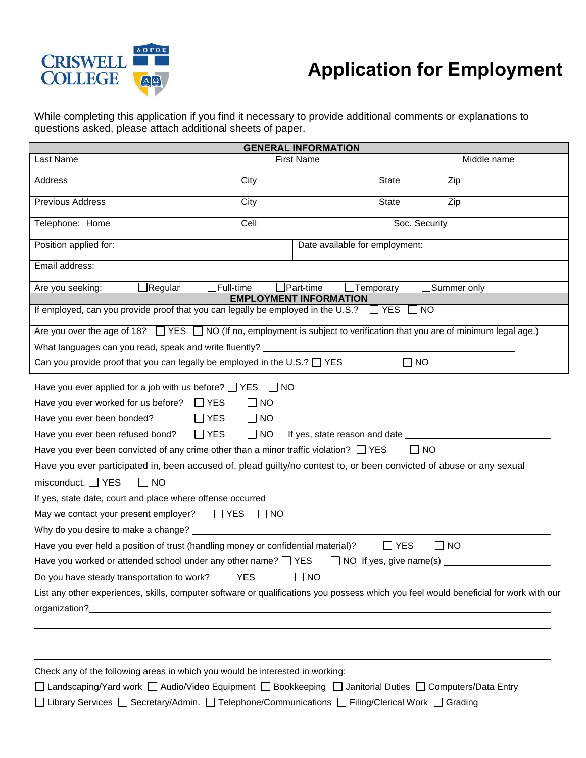CRISWELL COLLEGE

# Application for Employment

While completing this application if you find it necessary to provide additional comments or explanations to questions asked, please attach additional sheets of paper.

## GENERAL INFORMATION

| Last Name | First Name | | Middle name |
|---|---|---|---|
| Address | City | State | Zip |
| Previous Address | City | State | Zip |
| Telephone: Home | Cell | Soc. Security | |
| Position applied for: | | Date available for employment: | |
| Email address: | | | |

Are you seeking: ☐ Regular ☐ Full-time ☐ Part-time ☐ Temporary ☐ Summer only

## EMPLOYMENT INFORMATION

If employed, can you provide proof that you can legally be employed in the U.S.? ☐ YES ☐ NO

Are you over the age of 18? ☐ YES ☐ NO (If no, employment is subject to verification that you are of minimum legal age.)

What languages can you read, speak and write fluently? ____________________

Can you provide proof that you can legally be employed in the U.S.? ☐ YES ☐ NO

Have you ever applied for a job with us before? ☐ YES ☐ NO

Have you ever worked for us before? ☐ YES ☐ NO

Have you ever been bonded? ☐ YES ☐ NO

Have you ever been refused bond? ☐ YES ☐ NO If yes, state reason and date ____________________

Have you ever been convicted of any crime other than a minor traffic violation? ☐ YES ☐ NO

Have you ever participated in, been accused of, plead guilty/no contest to, or been convicted of abuse or any sexual misconduct. ☐ YES ☐ NO

If yes, state date, court and place where offense occurred ____________________

May we contact your present employer? ☐ YES ☐ NO

Why do you desire to make a change? ____________________

Have you ever held a position of trust (handling money or confidential material)? ☐ YES ☐ NO

Have you worked or attended school under any other name? ☐ YES ☐ NO If yes, give name(s) ____________________

Do you have steady transportation to work? ☐ YES ☐ NO

List any other experiences, skills, computer software or qualifications you possess which you feel would beneficial for work with our organization? ____________________

____________________

____________________

____________________

Check any of the following areas in which you would be interested in working:

☐ Landscaping/Yard work ☐ Audio/Video Equipment ☐ Bookkeeping ☐ Janitorial Duties ☐ Computers/Data Entry

☐ Library Services ☐ Secretary/Admin. ☐ Telephone/Communications ☐ Filing/Clerical Work ☐ Grading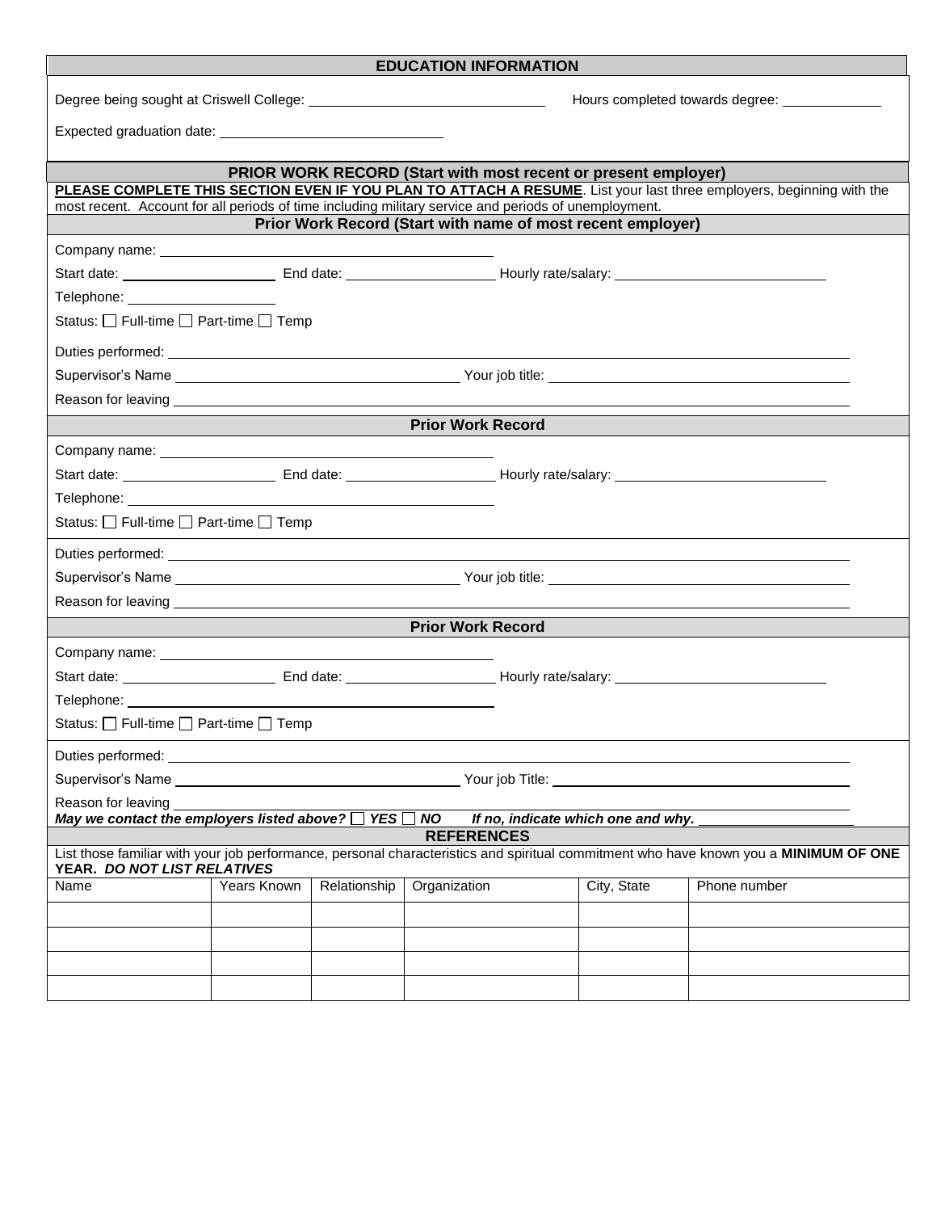## EDUCATION INFORMATION

Degree being sought at Criswell College: ______________________________ Hours completed towards degree: ____________

Expected graduation date: ____________________________

## PRIOR WORK RECORD (Start with most recent or present employer)

**PLEASE COMPLETE THIS SECTION EVEN IF YOU PLAN TO ATTACH A RESUME**. List your last three employers, beginning with the most recent. Account for all periods of time including military service and periods of unemployment.

### Prior Work Record (Start with name of most recent employer)

Company name: ________________________________________

Start date: ____________________ End date: ____________________ Hourly rate/salary: ____________________________

Telephone: ____________________

Status: ☐ Full-time ☐ Part-time ☐ Temp

Duties performed: ________________________________________________________________________________

Supervisor's Name ____________________________________ Your job title: ________________________________________

Reason for leaving ________________________________________________________________________________

### Prior Work Record

Company name: ________________________________________

Start date: ____________________ End date: ____________________ Hourly rate/salary: ____________________________

Telephone: ________________________________________

Status: ☐ Full-time ☐ Part-time ☐ Temp

Duties performed: ________________________________________________________________________________

Supervisor's Name ____________________________________ Your job title: ________________________________________

Reason for leaving ________________________________________________________________________________

### Prior Work Record

Company name: ________________________________________

Start date: ____________________ End date: ____________________ Hourly rate/salary: ____________________________

Telephone: ________________________________________

Status: ☐ Full-time ☐ Part-time ☐ Temp

Duties performed: ________________________________________________________________________________

Supervisor's Name ____________________________________ Your job Title: ________________________________________

Reason for leaving ________________________________________________________________________________

***May we contact the employers listed above?*** ☐ ***YES*** ☐ ***NO*** ***If no, indicate which one and why.*** ____________________

## REFERENCES

List those familiar with your job performance, personal characteristics and spiritual commitment who have known you a **MINIMUM OF ONE YEAR.** ***DO NOT LIST RELATIVES***

| Name | Years Known | Relationship | Organization | City, State | Phone number |
|---|---|---|---|---|---|
| | | | | | |
| | | | | | |
| | | | | | |
| | | | | | |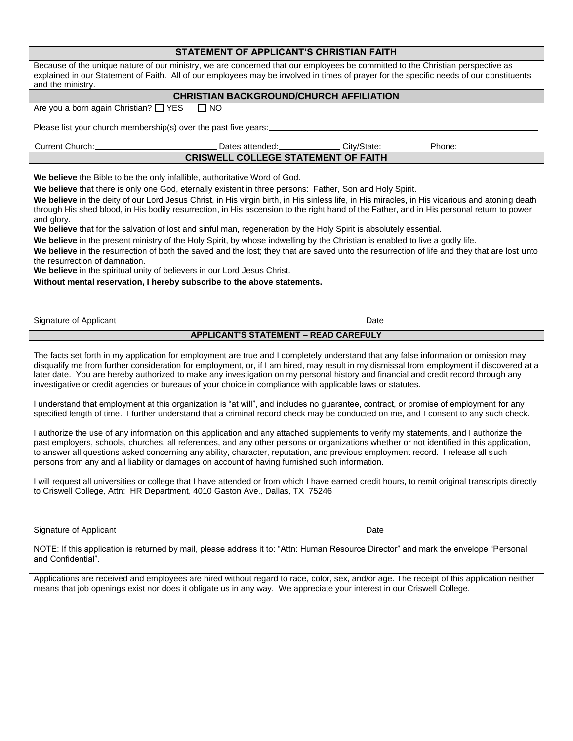## STATEMENT OF APPLICANT'S CHRISTIAN FAITH

Because of the unique nature of our ministry, we are concerned that our employees be committed to the Christian perspective as explained in our Statement of Faith. All of our employees may be involved in times of prayer for the specific needs of our constituents and the ministry.

## CHRISTIAN BACKGROUND/CHURCH AFFILIATION

Are you a born again Christian? ☐ YES ☐ NO

Please list your church membership(s) over the past five years: ____________________

Current Church: ____________________ Dates attended: ____________ City/State: __________ Phone: ______________

## CRISWELL COLLEGE STATEMENT OF FAITH

**We believe** the Bible to be the only infallible, authoritative Word of God.

**We believe** that there is only one God, eternally existent in three persons: Father, Son and Holy Spirit.

**We believe** in the deity of our Lord Jesus Christ, in His virgin birth, in His sinless life, in His miracles, in His vicarious and atoning death through His shed blood, in His bodily resurrection, in His ascension to the right hand of the Father, and in His personal return to power and glory.

**We believe** that for the salvation of lost and sinful man, regeneration by the Holy Spirit is absolutely essential.

**We believe** in the present ministry of the Holy Spirit, by whose indwelling by the Christian is enabled to live a godly life.

**We believe** in the resurrection of both the saved and the lost; they that are saved unto the resurrection of life and they that are lost unto the resurrection of damnation.

**We believe** in the spiritual unity of believers in our Lord Jesus Christ.

**Without mental reservation, I hereby subscribe to the above statements.**

Signature of Applicant ______________________________ Date ____________________

## APPLICANT'S STATEMENT – READ CAREFULLY

The facts set forth in my application for employment are true and I completely understand that any false information or omission may disqualify me from further consideration for employment, or, if I am hired, may result in my dismissal from employment if discovered at a later date. You are hereby authorized to make any investigation on my personal history and financial and credit record through any investigative or credit agencies or bureaus of your choice in compliance with applicable laws or statutes.

I understand that employment at this organization is "at will", and includes no guarantee, contract, or promise of employment for any specified length of time. I further understand that a criminal record check may be conducted on me, and I consent to any such check.

I authorize the use of any information on this application and any attached supplements to verify my statements, and I authorize the past employers, schools, churches, all references, and any other persons or organizations whether or not identified in this application, to answer all questions asked concerning any ability, character, reputation, and previous employment record. I release all such persons from any and all liability or damages on account of having furnished such information.

I will request all universities or college that I have attended or from which I have earned credit hours, to remit original transcripts directly to Criswell College, Attn: HR Department, 4010 Gaston Ave., Dallas, TX 75246

Signature of Applicant ______________________________ Date ____________________

NOTE: If this application is returned by mail, please address it to: "Attn: Human Resource Director" and mark the envelope "Personal and Confidential".

Applications are received and employees are hired without regard to race, color, sex, and/or age. The receipt of this application neither means that job openings exist nor does it obligate us in any way. We appreciate your interest in our Criswell College.